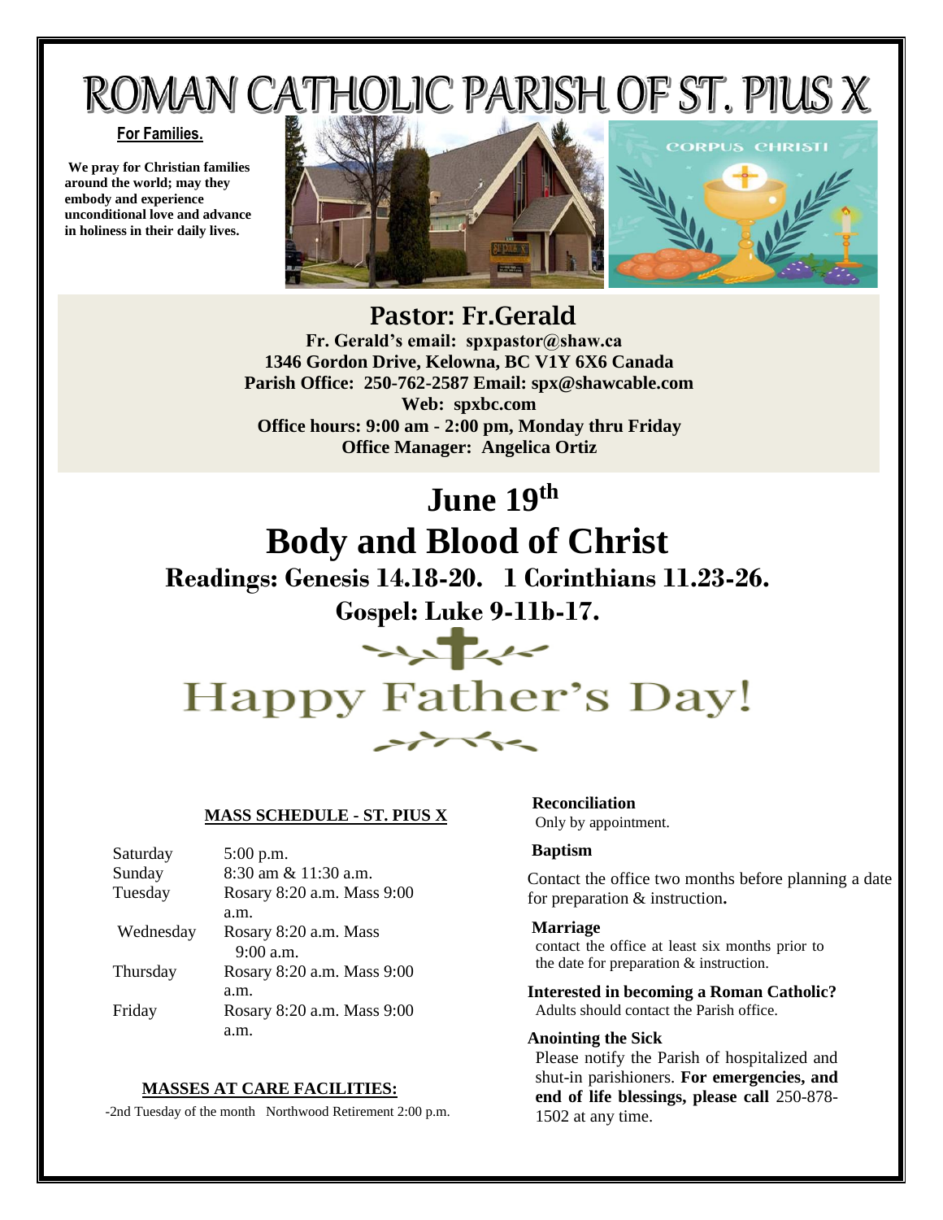# ROMAN CATHOLIC PARISH OF ST. PIUS X

**For Families.**

**We pray for Christian families around the world; may they embody and experience unconditional love and advance in holiness in their daily lives.**

## Pastor: Fr.Gerald

**Fr. Gerald's email: spxpastor@shaw.ca**
**1346 Gordon Drive, Kelowna, BC V1Y 6X6 Canada**
**Parish Office: 250-762-2587 Email: spx@shawcable.com**
**Web: spxbc.com**
**Office hours: 9:00 am - 2:00 pm, Monday thru Friday**
**Office Manager: Angelica Ortiz**

# June 19th

# Body and Blood of Christ

## Readings: Genesis 14.18-20. 1 Corinthians 11.23-26.

## Gospel: Luke 9-11b-17.

# Happy Father's Day!

### MASS SCHEDULE - ST. PIUS X

| | |
|---|---|
| Saturday | 5:00 p.m. |
| Sunday | 8:30 am & 11:30 a.m. |
| Tuesday | Rosary 8:20 a.m. Mass 9:00 a.m. |
| Wednesday | Rosary 8:20 a.m. Mass 9:00 a.m. |
| Thursday | Rosary 8:20 a.m. Mass 9:00 a.m. |
| Friday | Rosary 8:20 a.m. Mass 9:00 a.m. |

### MASSES AT CARE FACILITIES:

-2nd Tuesday of the month Northwood Retirement 2:00 p.m.

**Reconciliation**
Only by appointment.

**Baptism**
Contact the office two months before planning a date for preparation & instruction**.**

**Marriage**
contact the office at least six months prior to the date for preparation & instruction.

**Interested in becoming a Roman Catholic?**
Adults should contact the Parish office.

**Anointing the Sick**
Please notify the Parish of hospitalized and shut-in parishioners. **For emergencies, and end of life blessings, please call** 250-878-1502 at any time.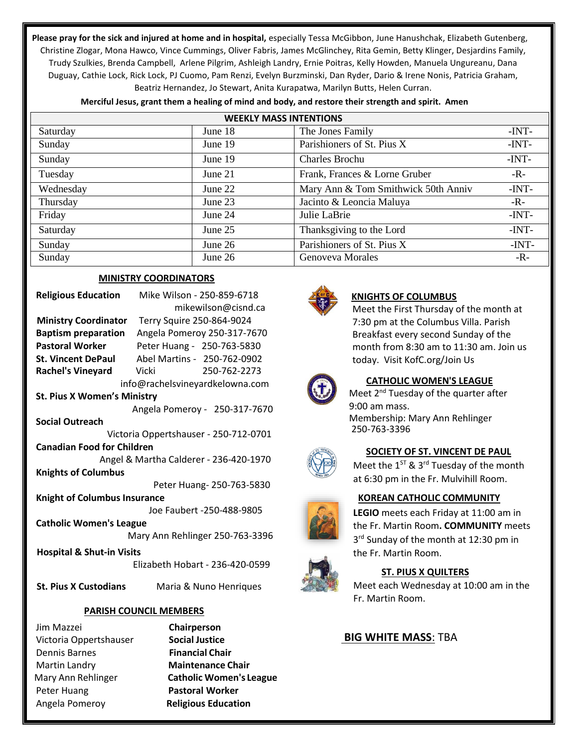**Please pray for the sick and injured at home and in hospital,** especially Tessa McGibbon, June Hanushchak, Elizabeth Gutenberg, Christine Zlogar, Mona Hawco, Vince Cummings, Oliver Fabris, James McGlinchey, Rita Gemin, Betty Klinger, Desjardins Family, Trudy Szulkies, Brenda Campbell, Arlene Pilgrim, Ashleigh Landry, Ernie Poitras, Kelly Howden, Manuela Ungureanu, Dana Duguay, Cathie Lock, Rick Lock, PJ Cuomo, Pam Renzi, Evelyn Burzminski, Dan Ryder, Dario & Irene Nonis, Patricia Graham, Beatriz Hernandez, Jo Stewart, Anita Kurapatwa, Marilyn Butts, Helen Curran.

**Merciful Jesus, grant them a healing of mind and body, and restore their strength and spirit. Amen**

| WEEKLY MASS INTENTIONS | | | |
|---|---|---|---|
| Saturday | June 18 | The Jones Family | -INT- |
| Sunday | June 19 | Parishioners of St. Pius X | -INT- |
| Sunday | June 19 | Charles Brochu | -INT- |
| Tuesday | June 21 | Frank, Frances & Lorne Gruber | -R- |
| Wednesday | June 22 | Mary Ann & Tom Smithwick 50th Anniv | -INT- |
| Thursday | June 23 | Jacinto & Leoncia Maluya | -R- |
| Friday | June 24 | Julie LaBrie | -INT- |
| Saturday | June 25 | Thanksgiving to the Lord | -INT- |
| Sunday | June 26 | Parishioners of St. Pius X | -INT- |
| Sunday | June 26 | Genoveva Morales | -R- |

## MINISTRY COORDINATORS

**Religious Education** Mike Wilson - 250-859-6718
mikewilson@cisnd.ca

**Ministry Coordinator** Terry Squire 250-864-9024

**Baptism preparation** Angela Pomeroy 250-317-7670

**Pastoral Worker** Peter Huang - 250-763-5830

**St. Vincent DePaul** Abel Martins - 250-762-0902

**Rachel's Vineyard** Vicki 250-762-2273
info@rachelsvineyardkelowna.com

**St. Pius X Women's Ministry**
Angela Pomeroy - 250-317-7670

**Social Outreach**
Victoria Oppertshauser - 250-712-0701

**Canadian Food for Children**
Angel & Martha Calderer - 236-420-1970

**Knights of Columbus**
Peter Huang- 250-763-5830

**Knight of Columbus Insurance**
Joe Faubert -250-488-9805

**Catholic Women's League**
Mary Ann Rehlinger 250-763-3396

**Hospital & Shut-in Visits**
Elizabeth Hobart - 236-420-0599

**St. Pius X Custodians** Maria & Nuno Henriques

## PARISH COUNCIL MEMBERS

| | |
|---|---|
| Jim Mazzei | **Chairperson** |
| Victoria Oppertshauser | **Social Justice** |
| Dennis Barnes | **Financial Chair** |
| Martin Landry | **Maintenance Chair** |
| Mary Ann Rehlinger | **Catholic Women's League** |
| Peter Huang | **Pastoral Worker** |
| Angela Pomeroy | **Religious Education** |

## KNIGHTS OF COLUMBUS

Meet the First Thursday of the month at 7:30 pm at the Columbus Villa. Parish Breakfast every second Sunday of the month from 8:30 am to 11:30 am. Join us today. Visit KofC.org/Join Us

## CATHOLIC WOMEN'S LEAGUE

Meet 2nd Tuesday of the quarter after 9:00 am mass.
Membership: Mary Ann Rehlinger 250-763-3396

## SOCIETY OF ST. VINCENT DE PAUL

Meet the 1ST & 3rd Tuesday of the month at 6:30 pm in the Fr. Mulvihill Room.

## KOREAN CATHOLIC COMMUNITY

**LEGIO** meets each Friday at 11:00 am in the Fr. Martin Room**. COMMUNITY** meets 3rd Sunday of the month at 12:30 pm in the Fr. Martin Room.

## ST. PIUS X QUILTERS

Meet each Wednesday at 10:00 am in the Fr. Martin Room.

**BIG WHITE MASS**: TBA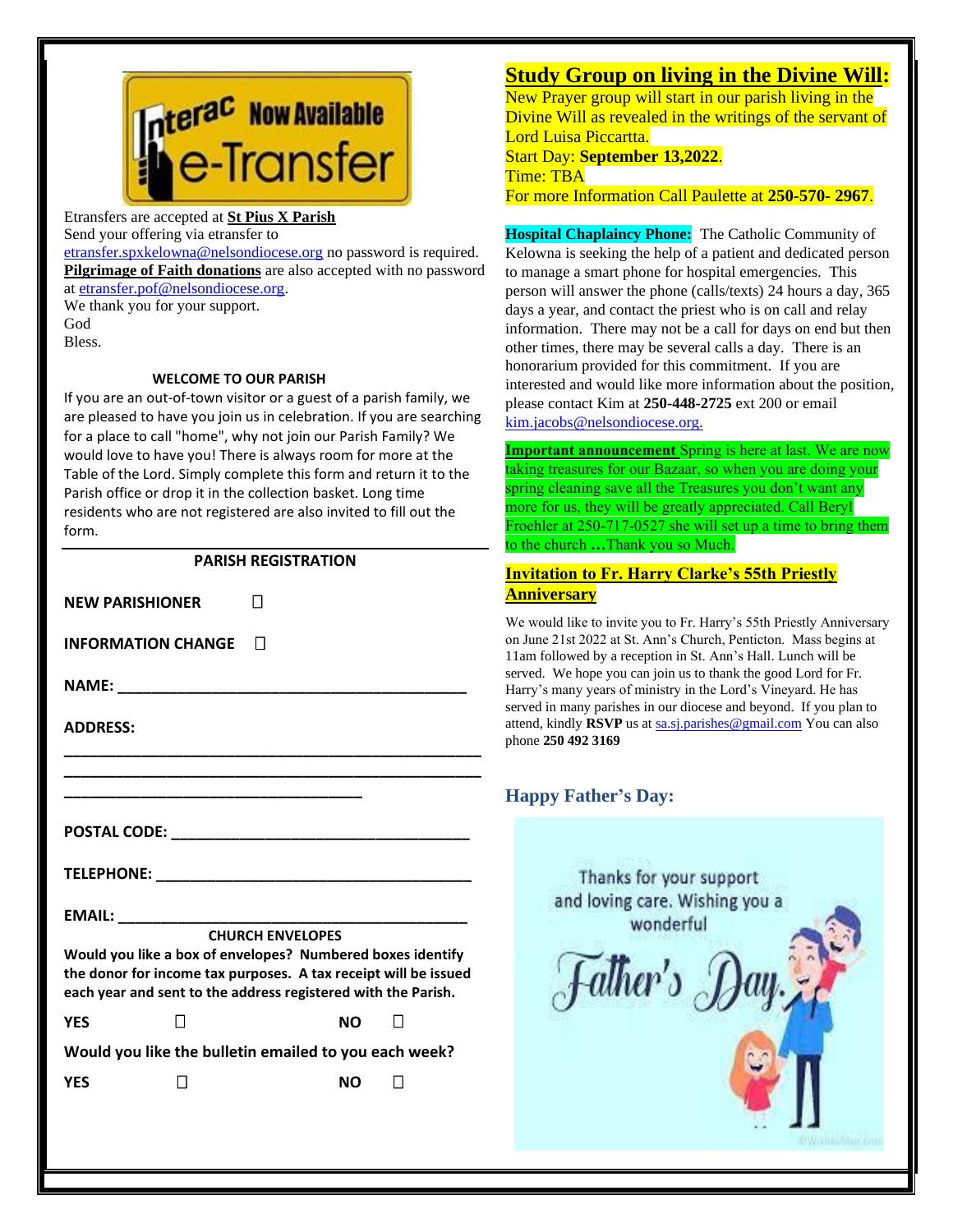Etransfers are accepted at **St Pius X Parish**
Send your offering via etransfer to
etransfer.spxkelowna@nelsondiocese.org no password is required.
**Pilgrimage of Faith donations** are also accepted with no password at etransfer.pof@nelsondiocese.org.
We thank you for your support.
God
Bless.

### WELCOME TO OUR PARISH

If you are an out-of-town visitor or a guest of a parish family, we are pleased to have you join us in celebration. If you are searching for a place to call "home", why not join our Parish Family? We would love to have you! There is always room for more at the Table of the Lord. Simply complete this form and return it to the Parish office or drop it in the collection basket. Long time residents who are not registered are also invited to fill out the form.

### PARISH REGISTRATION

**NEW PARISHIONER** ☐

**INFORMATION CHANGE** ☐

**NAME:** ___________________________________________

**ADDRESS:**

___________________________________________________

___________________________________________________

_____________________________________

**POSTAL CODE:** ______________________________________

**TELEPHONE:** ________________________________________

**EMAIL:** ___________________________________________

**CHURCH ENVELOPES**

**Would you like a box of envelopes? Numbered boxes identify the donor for income tax purposes. A tax receipt will be issued each year and sent to the address registered with the Parish.**

**YES** ☐ **NO** ☐

**Would you like the bulletin emailed to you each week?**

**YES** ☐ **NO** ☐

## Study Group on living in the Divine Will:

New Prayer group will start in our parish living in the Divine Will as revealed in the writings of the servant of Lord Luisa Piccartta.
Start Day: **September 13,2022**.
Time: TBA
For more Information Call Paulette at **250-570- 2967**.

**Hospital Chaplaincy Phone:** The Catholic Community of Kelowna is seeking the help of a patient and dedicated person to manage a smart phone for hospital emergencies. This person will answer the phone (calls/texts) 24 hours a day, 365 days a year, and contact the priest who is on call and relay information. There may not be a call for days on end but then other times, there may be several calls a day. There is an honorarium provided for this commitment. If you are interested and would like more information about the position, please contact Kim at **250-448-2725** ext 200 or email kim.jacobs@nelsondiocese.org.

**Important announcement** Spring is here at last. We are now taking treasures for our Bazaar, so when you are doing your spring cleaning save all the Treasures you don't want any more for us, they will be greatly appreciated. Call Beryl Froehler at 250-717-0527 she will set up a time to bring them to the church **…**Thank you so Much.

**Invitation to Fr. Harry Clarke's 55th Priestly Anniversary**

We would like to invite you to Fr. Harry's 55th Priestly Anniversary on June 21st 2022 at St. Ann's Church, Penticton. Mass begins at 11am followed by a reception in St. Ann's Hall. Lunch will be served. We hope you can join us to thank the good Lord for Fr. Harry's many years of ministry in the Lord's Vineyard. He has served in many parishes in our diocese and beyond. If you plan to attend, kindly **RSVP** us at sa.sj.parishes@gmail.com You can also phone **250 492 3169**

## Happy Father's Day: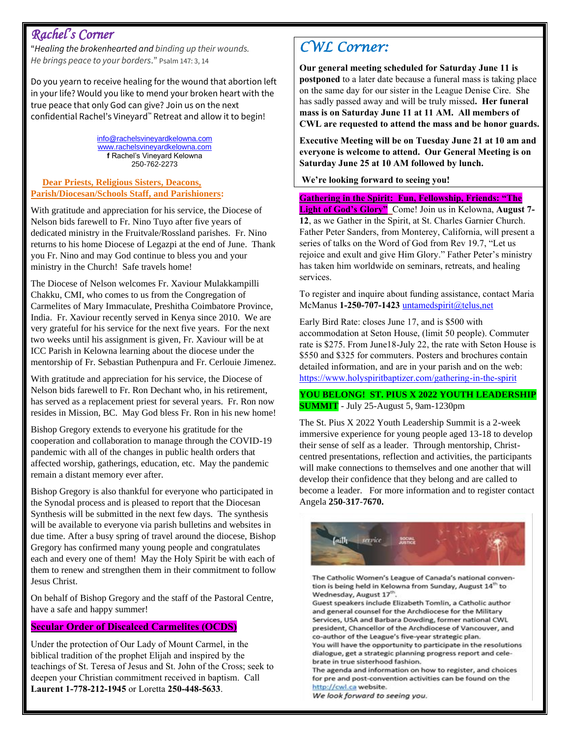## *Rachel's Corner*

"*Healing the brokenhearted and* binding up their wounds. *He brings peace to your borders*." Psalm 147: 3, 14

Do you yearn to receive healing for the wound that abortion left in your life? Would you like to mend your broken heart with the true peace that only God can give? Join us on the next confidential Rachel's Vineyard™ Retreat and allow it to begin!

info@rachelsvineyardkelowna.com
www.rachelsvineyardkelowna.com
f Rachel's Vineyard Kelowna
250-762-2273

**Dear Priests, Religious Sisters, Deacons, Parish/Diocesan/Schools Staff, and Parishioners:**

With gratitude and appreciation for his service, the Diocese of Nelson bids farewell to Fr. Nino Tuyo after five years of dedicated ministry in the Fruitvale/Rossland parishes. Fr. Nino returns to his home Diocese of Legazpi at the end of June. Thank you Fr. Nino and may God continue to bless you and your ministry in the Church! Safe travels home!

The Diocese of Nelson welcomes Fr. Xaviour Mulakkampilli Chakku, CMI, who comes to us from the Congregation of Carmelites of Mary Immaculate, Preshitha Coimbatore Province, India. Fr. Xaviour recently served in Kenya since 2010. We are very grateful for his service for the next five years. For the next two weeks until his assignment is given, Fr. Xaviour will be at ICC Parish in Kelowna learning about the diocese under the mentorship of Fr. Sebastian Puthenpura and Fr. Cerlouie Jimenez.

With gratitude and appreciation for his service, the Diocese of Nelson bids farewell to Fr. Ron Dechant who, in his retirement, has served as a replacement priest for several years. Fr. Ron now resides in Mission, BC. May God bless Fr. Ron in his new home!

Bishop Gregory extends to everyone his gratitude for the cooperation and collaboration to manage through the COVID-19 pandemic with all of the changes in public health orders that affected worship, gatherings, education, etc. May the pandemic remain a distant memory ever after.

Bishop Gregory is also thankful for everyone who participated in the Synodal process and is pleased to report that the Diocesan Synthesis will be submitted in the next few days. The synthesis will be available to everyone via parish bulletins and websites in due time. After a busy spring of travel around the diocese, Bishop Gregory has confirmed many young people and congratulates each and every one of them! May the Holy Spirit be with each of them to renew and strengthen them in their commitment to follow Jesus Christ.

On behalf of Bishop Gregory and the staff of the Pastoral Centre, have a safe and happy summer!

**Secular Order of Discalced Carmelites (OCDS)**

Under the protection of Our Lady of Mount Carmel, in the biblical tradition of the prophet Elijah and inspired by the teachings of St. Teresa of Jesus and St. John of the Cross; seek to deepen your Christian commitment received in baptism. Call **Laurent 1-778-212-1945** or Loretta **250-448-5633**.

## *CWL Corner:*

**Our general meeting scheduled for Saturday June 11 is postponed** to a later date because a funeral mass is taking place on the same day for our sister in the League Denise Cire. She has sadly passed away and will be truly missed**. Her funeral mass is on Saturday June 11 at 11 AM. All members of CWL are requested to attend the mass and be honor guards.**

**Executive Meeting will be on Tuesday June 21 at 10 am and everyone is welcome to attend. Our General Meeting is on Saturday June 25 at 10 AM followed by lunch.**

**We're looking forward to seeing you!**

**Gathering in the Spirit: Fun, Fellowship, Friends: "The Light of God's Glory"** Come! Join us in Kelowna, **August 7-12**, as we Gather in the Spirit, at St. Charles Garnier Church. Father Peter Sanders, from Monterey, California, will present a series of talks on the Word of God from Rev 19.7, "Let us rejoice and exult and give Him Glory." Father Peter's ministry has taken him worldwide on seminars, retreats, and healing services.

To register and inquire about funding assistance, contact Maria McManus **1-250-707-1423** untamedspirit@telus,net

Early Bird Rate: closes June 17, and is $500 with accommodation at Seton House, (limit 50 people). Commuter rate is $275. From June18-July 22, the rate with Seton House is $550 and $325 for commuters. Posters and brochures contain detailed information, and are in your parish and on the web: https://www.holyspiritbaptizer.com/gathering-in-the-spirit

**YOU BELONG! ST. PIUS X 2022 YOUTH LEADERSHIP SUMMIT** - July 25-August 5, 9am-1230pm

The St. Pius X 2022 Youth Leadership Summit is a 2-week immersive experience for young people aged 13-18 to develop their sense of self as a leader. Through mentorship, Christ-centred presentations, reflection and activities, the participants will make connections to themselves and one another that will develop their confidence that they belong and are called to become a leader. For more information and to register contact Angela **250-317-7670.**

faith service SOCIAL JUSTICE

The Catholic Women's League of Canada's national convention is being held in Kelowna from Sunday, August 14th to Wednesday, August 17th.
Guest speakers include Elizabeth Tomlin, a Catholic author and general counsel for the Archdiocese for the Military Services, USA and Barbara Dowding, former national CWL president, Chancellor of the Archdiocese of Vancouver, and co-author of the League's five-year strategic plan.
You will have the opportunity to participate in the resolutions dialogue, get a strategic planning progress report and celebrate in true sisterhood fashion.
The agenda and information on how to register, and choices for pre and post-convention activities can be found on the http://cwl.ca website.
*We look forward to seeing you.*